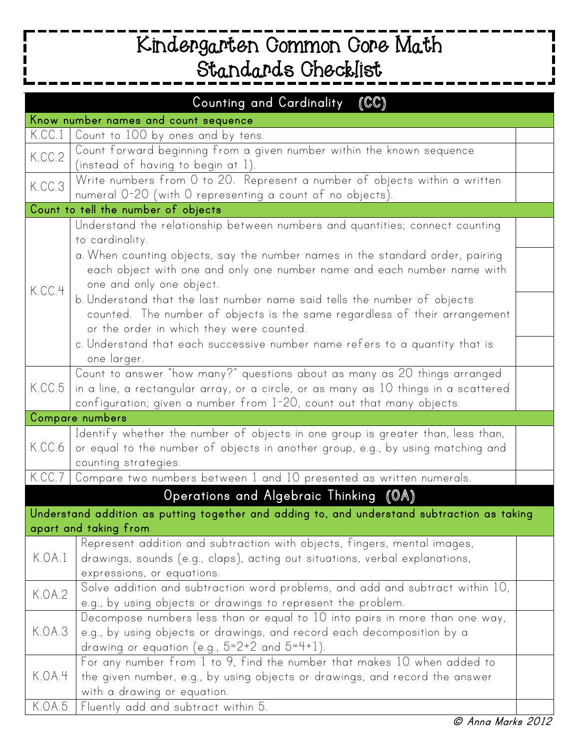# Kindergarten Common Core Math Standards Checklist

| Counting and Cardinality (CC) | | |
|---|---|---|
| **Know number names and count sequence** | | |
| K.CC.1 | Count to 100 by ones and by tens. | |
| K.CC.2 | Count forward beginning from a given number within the known sequence (instead of having to begin at 1). | |
| K.CC.3 | Write numbers from 0 to 20. Represent a number of objects within a written numeral 0-20 (with 0 representing a count of no objects). | |
| **Count to tell the number of objects** | | |
| K.CC.4 | Understand the relationship between numbers and quantities; connect counting to cardinality. | |
| | a. When counting objects, say the number names in the standard order, pairing each object with one and only one number name and each number name with one and only one object. | |
| | b. Understand that the last number name said tells the number of objects counted. The number of objects is the same regardless of their arrangement or the order in which they were counted. | |
| | c. Understand that each successive number name refers to a quantity that is one larger. | |
| K.CC.5 | Count to answer "how many?" questions about as many as 20 things arranged in a line, a rectangular array, or a circle, or as many as 10 things in a scattered configuration; given a number from 1-20, count out that many objects. | |
| **Compare numbers** | | |
| K.CC.6 | Identify whether the number of objects in one group is greater than, less than, or equal to the number of objects in another group, e.g., by using matching and counting strategies. | |
| K.CC.7 | Compare two numbers between 1 and 10 presented as written numerals. | |

| Operations and Algebraic Thinking (OA) | | |
|---|---|---|
| **Understand addition as putting together and adding to, and understand subtraction as taking apart and taking from** | | |
| K.OA.1 | Represent addition and subtraction with objects, fingers, mental images, drawings, sounds (e.g., claps), acting out situations, verbal explanations, expressions, or equations. | |
| K.OA.2 | Solve addition and subtraction word problems, and add and subtract within 10, e.g., by using objects or drawings to represent the problem. | |
| K.OA.3 | Decompose numbers less than or equal to 10 into pairs in more than one way, e.g., by using objects or drawings, and record each decomposition by a drawing or equation (e.g., $5=2+2$ and $5=4+1$). | |
| K.OA.4 | For any number from 1 to 9, find the number that makes 10 when added to the given number, e.g., by using objects or drawings, and record the answer with a drawing or equation. | |
| K.OA.5 | Fluently add and subtract within 5. | |

© Anna Marks 2012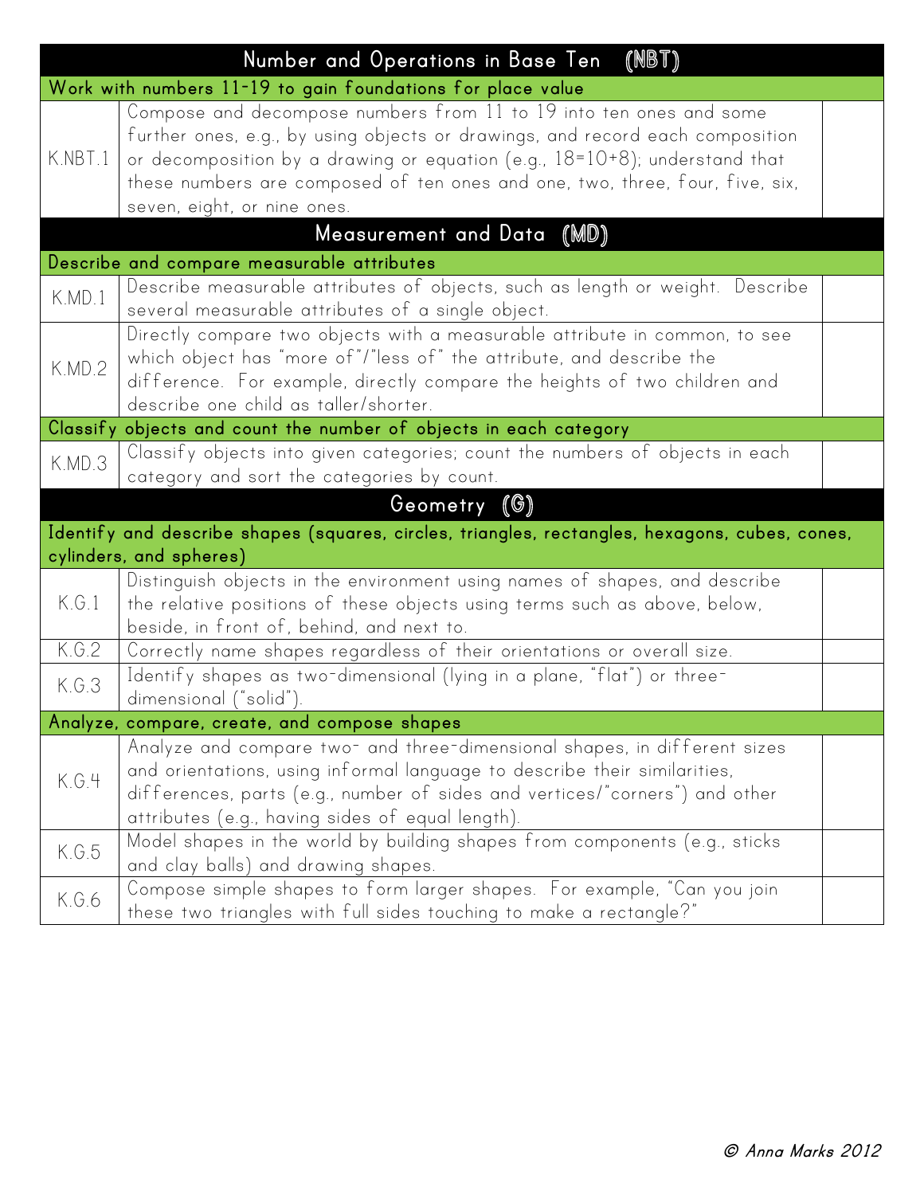| | | |
|---|---|---|
| **Number and Operations in Base Ten (NBT)** | | |
| **Work with numbers 11-19 to gain foundations for place value** | | |
| K.NBT.1 | Compose and decompose numbers from 11 to 19 into ten ones and some further ones, e.g., by using objects or drawings, and record each composition or decomposition by a drawing or equation (e.g., 18=10+8); understand that these numbers are composed of ten ones and one, two, three, four, five, six, seven, eight, or nine ones. | |
| **Measurement and Data (MD)** | | |
| **Describe and compare measurable attributes** | | |
| K.MD.1 | Describe measurable attributes of objects, such as length or weight. Describe several measurable attributes of a single object. | |
| K.MD.2 | Directly compare two objects with a measurable attribute in common, to see which object has "more of"/"less of" the attribute, and describe the difference. For example, directly compare the heights of two children and describe one child as taller/shorter. | |
| **Classify objects and count the number of objects in each category** | | |
| K.MD.3 | Classify objects into given categories; count the numbers of objects in each category and sort the categories by count. | |
| **Geometry (G)** | | |
| **Identify and describe shapes (squares, circles, triangles, rectangles, hexagons, cubes, cones, cylinders, and spheres)** | | |
| K.G.1 | Distinguish objects in the environment using names of shapes, and describe the relative positions of these objects using terms such as above, below, beside, in front of, behind, and next to. | |
| K.G.2 | Correctly name shapes regardless of their orientations or overall size. | |
| K.G.3 | Identify shapes as two-dimensional (lying in a plane, "flat") or three-dimensional ("solid"). | |
| **Analyze, compare, create, and compose shapes** | | |
| K.G.4 | Analyze and compare two- and three-dimensional shapes, in different sizes and orientations, using informal language to describe their similarities, differences, parts (e.g., number of sides and vertices/"corners") and other attributes (e.g., having sides of equal length). | |
| K.G.5 | Model shapes in the world by building shapes from components (e.g., sticks and clay balls) and drawing shapes. | |
| K.G.6 | Compose simple shapes to form larger shapes. For example, "Can you join these two triangles with full sides touching to make a rectangle?" | |

*© Anna Marks 2012*